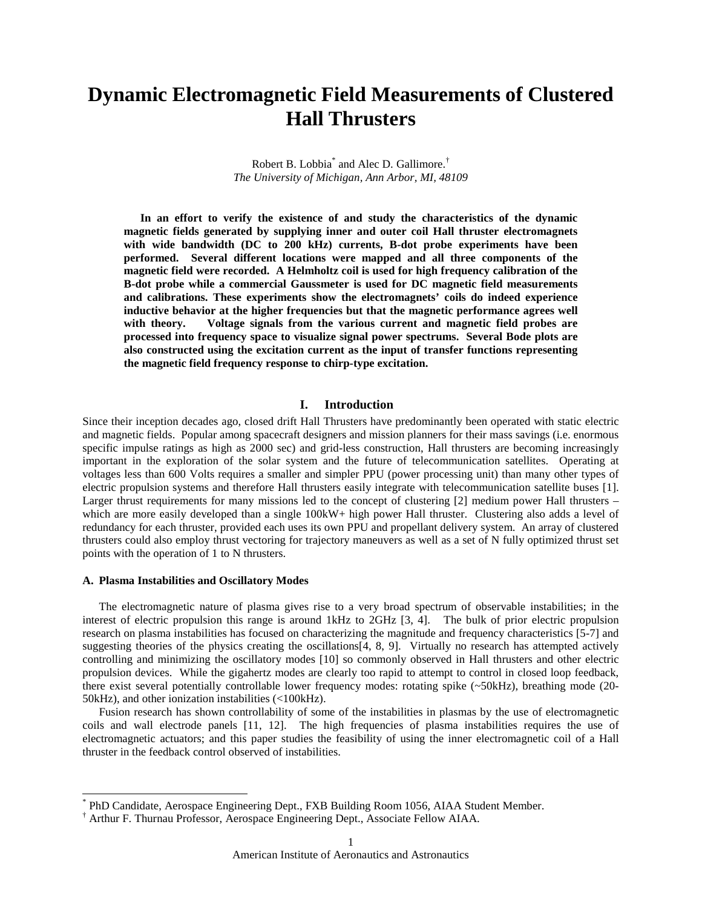# Dynamic Electromagnetic Field Measurements of Clustered Hall Thrusters

Robert B. Lobbia[*] and Alec D. Gallimore.[†]
*The University of Michigan, Ann Arbor, MI, 48109*

**In an effort to verify the existence of and study the characteristics of the dynamic magnetic fields generated by supplying inner and outer coil Hall thruster electromagnets with wide bandwidth (DC to 200 kHz) currents, B-dot probe experiments have been performed. Several different locations were mapped and all three components of the magnetic field were recorded. A Helmholtz coil is used for high frequency calibration of the B-dot probe while a commercial Gaussmeter is used for DC magnetic field measurements and calibrations. These experiments show the electromagnets' coils do indeed experience inductive behavior at the higher frequencies but that the magnetic performance agrees well with theory. Voltage signals from the various current and magnetic field probes are processed into frequency space to visualize signal power spectrums. Several Bode plots are also constructed using the excitation current as the input of transfer functions representing the magnetic field frequency response to chirp-type excitation.**

## I. Introduction

Since their inception decades ago, closed drift Hall Thrusters have predominantly been operated with static electric and magnetic fields. Popular among spacecraft designers and mission planners for their mass savings (i.e. enormous specific impulse ratings as high as 2000 sec) and grid-less construction, Hall thrusters are becoming increasingly important in the exploration of the solar system and the future of telecommunication satellites. Operating at voltages less than 600 Volts requires a smaller and simpler PPU (power processing unit) than many other types of electric propulsion systems and therefore Hall thrusters easily integrate with telecommunication satellite buses [1]. Larger thrust requirements for many missions led to the concept of clustering [2] medium power Hall thrusters – which are more easily developed than a single 100kW+ high power Hall thruster. Clustering also adds a level of redundancy for each thruster, provided each uses its own PPU and propellant delivery system. An array of clustered thrusters could also employ thrust vectoring for trajectory maneuvers as well as a set of N fully optimized thrust set points with the operation of 1 to N thrusters.

### A. Plasma Instabilities and Oscillatory Modes

The electromagnetic nature of plasma gives rise to a very broad spectrum of observable instabilities; in the interest of electric propulsion this range is around 1kHz to 2GHz [3, 4]. The bulk of prior electric propulsion research on plasma instabilities has focused on characterizing the magnitude and frequency characteristics [5-7] and suggesting theories of the physics creating the oscillations[4, 8, 9]. Virtually no research has attempted actively controlling and minimizing the oscillatory modes [10] so commonly observed in Hall thrusters and other electric propulsion devices. While the gigahertz modes are clearly too rapid to attempt to control in closed loop feedback, there exist several potentially controllable lower frequency modes: rotating spike (~50kHz), breathing mode (20-50kHz), and other ionization instabilities (<100kHz).

Fusion research has shown controllability of some of the instabilities in plasmas by the use of electromagnetic coils and wall electrode panels [11, 12]. The high frequencies of plasma instabilities requires the use of electromagnetic actuators; and this paper studies the feasibility of using the inner electromagnetic coil of a Hall thruster in the feedback control observed of instabilities.

---

[*] PhD Candidate, Aerospace Engineering Dept., FXB Building Room 1056, AIAA Student Member.

[†] Arthur F. Thurnau Professor, Aerospace Engineering Dept., Associate Fellow AIAA.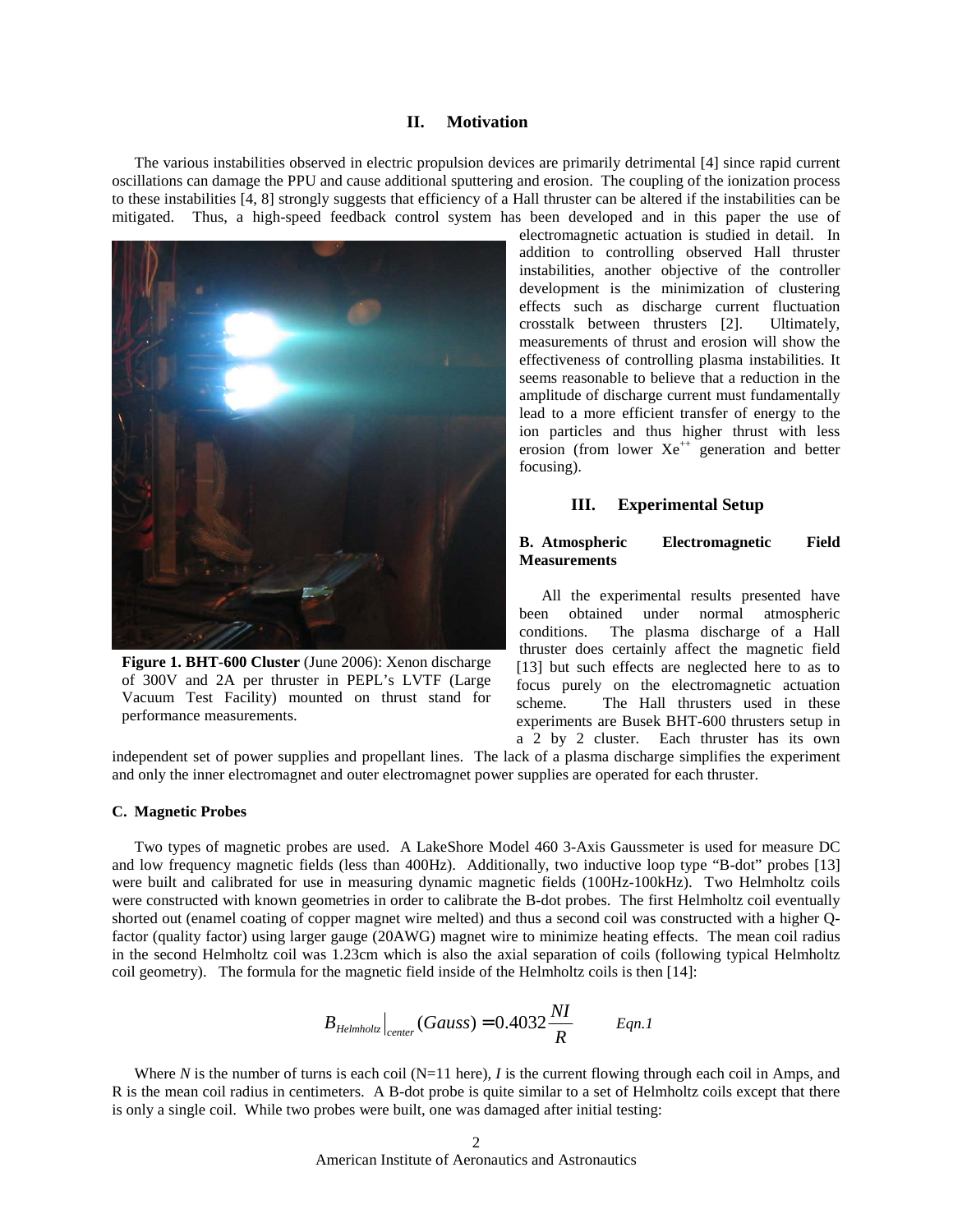## II. Motivation

The various instabilities observed in electric propulsion devices are primarily detrimental [4] since rapid current oscillations can damage the PPU and cause additional sputtering and erosion. The coupling of the ionization process to these instabilities [4, 8] strongly suggests that efficiency of a Hall thruster can be altered if the instabilities can be mitigated. Thus, a high-speed feedback control system has been developed and in this paper the use of electromagnetic actuation is studied in detail. In addition to controlling observed Hall thruster instabilities, another objective of the controller development is the minimization of clustering effects such as discharge current fluctuation crosstalk between thrusters [2]. Ultimately, measurements of thrust and erosion will show the effectiveness of controlling plasma instabilities. It seems reasonable to believe that a reduction in the amplitude of discharge current must fundamentally lead to a more efficient transfer of energy to the ion particles and thus higher thrust with less erosion (from lower $Xe^{++}$ generation and better focusing).

**Figure 1. BHT-600 Cluster** (June 2006): Xenon discharge of 300V and 2A per thruster in PEPL's LVTF (Large Vacuum Test Facility) mounted on thrust stand for performance measurements.

## III. Experimental Setup

### B. Atmospheric Electromagnetic Field Measurements

All the experimental results presented have been obtained under normal atmospheric conditions. The plasma discharge of a Hall thruster does certainly affect the magnetic field [13] but such effects are neglected here to as to focus purely on the electromagnetic actuation scheme. The Hall thrusters used in these experiments are Busek BHT-600 thrusters setup in a 2 by 2 cluster. Each thruster has its own independent set of power supplies and propellant lines. The lack of a plasma discharge simplifies the experiment and only the inner electromagnet and outer electromagnet power supplies are operated for each thruster.

### C. Magnetic Probes

Two types of magnetic probes are used. A LakeShore Model 460 3-Axis Gaussmeter is used for measure DC and low frequency magnetic fields (less than 400Hz). Additionally, two inductive loop type "B-dot" probes [13] were built and calibrated for use in measuring dynamic magnetic fields (100Hz-100kHz). Two Helmholtz coils were constructed with known geometries in order to calibrate the B-dot probes. The first Helmholtz coil eventually shorted out (enamel coating of copper magnet wire melted) and thus a second coil was constructed with a higher Q-factor (quality factor) using larger gauge (20AWG) magnet wire to minimize heating effects. The mean coil radius in the second Helmholtz coil was 1.23cm which is also the axial separation of coils (following typical Helmholtz coil geometry). The formula for the magnetic field inside of the Helmholtz coils is then [14]:

$$B_{Helmholtz}\Big|_{center}(Gauss) = 0.4032\frac{NI}{R} \qquad Eqn.1$$

Where $N$ is the number of turns is each coil (N=11 here), $I$ is the current flowing through each coil in Amps, and R is the mean coil radius in centimeters. A B-dot probe is quite similar to a set of Helmholtz coils except that there is only a single coil. While two probes were built, one was damaged after initial testing: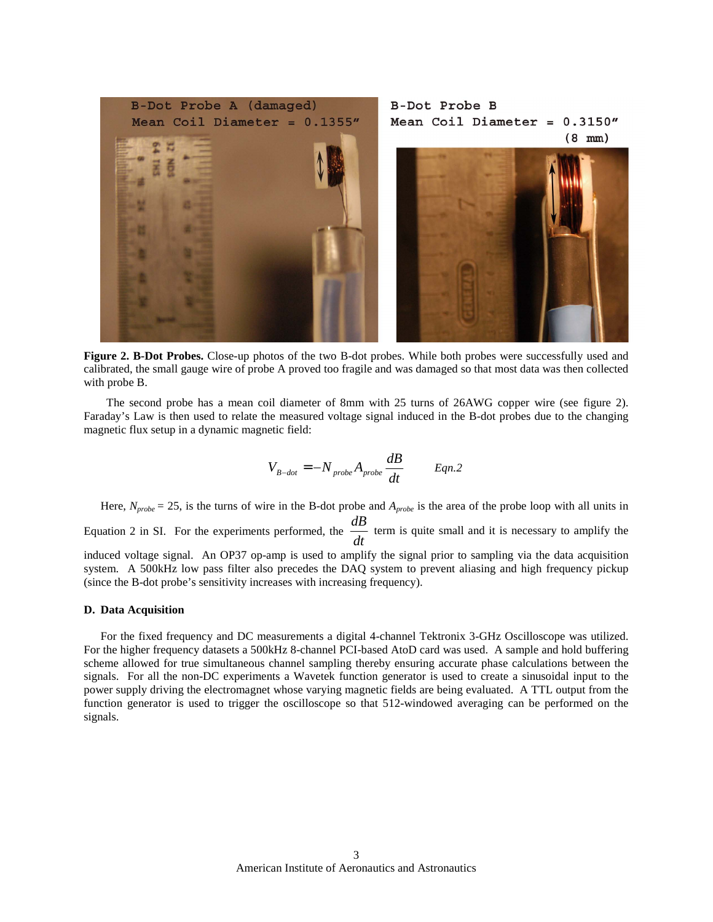**Figure 2. B-Dot Probes.** Close-up photos of the two B-dot probes. While both probes were successfully used and calibrated, the small gauge wire of probe A proved too fragile and was damaged so that most data was then collected with probe B.

The second probe has a mean coil diameter of 8mm with 25 turns of 26AWG copper wire (see figure 2). Faraday's Law is then used to relate the measured voltage signal induced in the B-dot probes due to the changing magnetic flux setup in a dynamic magnetic field:

$$V_{B-dot} = -N_{probe} A_{probe} \frac{dB}{dt} \qquad \textit{Eqn.2}$$

Here, $N_{probe}$ = 25, is the turns of wire in the B-dot probe and $A_{probe}$ is the area of the probe loop with all units in Equation 2 in SI. For the experiments performed, the $\frac{dB}{dt}$ term is quite small and it is necessary to amplify the induced voltage signal. An OP37 op-amp is used to amplify the signal prior to sampling via the data acquisition system. A 500kHz low pass filter also precedes the DAQ system to prevent aliasing and high frequency pickup (since the B-dot probe's sensitivity increases with increasing frequency).

### D. Data Acquisition

For the fixed frequency and DC measurements a digital 4-channel Tektronix 3-GHz Oscilloscope was utilized. For the higher frequency datasets a 500kHz 8-channel PCI-based AtoD card was used. A sample and hold buffering scheme allowed for true simultaneous channel sampling thereby ensuring accurate phase calculations between the signals. For all the non-DC experiments a Wavetek function generator is used to create a sinusoidal input to the power supply driving the electromagnet whose varying magnetic fields are being evaluated. A TTL output from the function generator is used to trigger the oscilloscope so that 512-windowed averaging can be performed on the signals.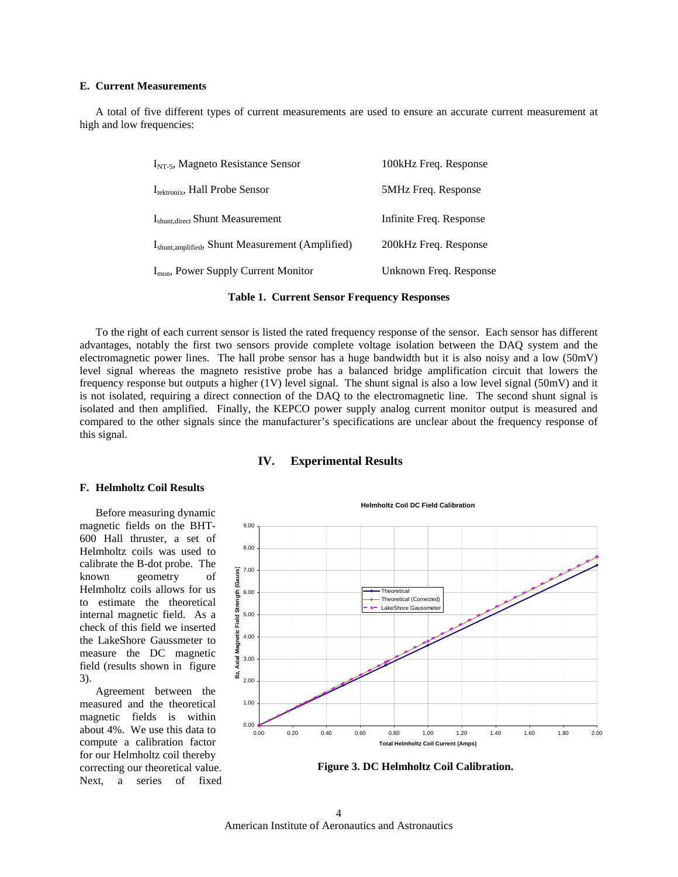### E. Current Measurements

A total of five different types of current measurements are used to ensure an accurate current measurement at high and low frequencies:

| | |
|---|---|
| $I_{NT-5}$, Magneto Resistance Sensor | 100kHz Freq. Response |
| $I_{tektronix}$, Hall Probe Sensor | 5MHz Freq. Response |
| $I_{shunt,direct}$ Shunt Measurement | Infinite Freq. Response |
| $I_{shunt,amplified}$, Shunt Measurement (Amplified) | 200kHz Freq. Response |
| $I_{mon}$, Power Supply Current Monitor | Unknown Freq. Response |

**Table 1. Current Sensor Frequency Responses**

To the right of each current sensor is listed the rated frequency response of the sensor. Each sensor has different advantages, notably the first two sensors provide complete voltage isolation between the DAQ system and the electromagnetic power lines. The hall probe sensor has a huge bandwidth but it is also noisy and a low (50mV) level signal whereas the magneto resistive probe has a balanced bridge amplification circuit that lowers the frequency response but outputs a higher (1V) level signal. The shunt signal is also a low level signal (50mV) and it is not isolated, requiring a direct connection of the DAQ to the electromagnetic line. The second shunt signal is isolated and then amplified. Finally, the KEPCO power supply analog current monitor output is measured and compared to the other signals since the manufacturer's specifications are unclear about the frequency response of this signal.

## IV. Experimental Results

### F. Helmholtz Coil Results

Before measuring dynamic magnetic fields on the BHT-600 Hall thruster, a set of Helmholtz coils was used to calibrate the B-dot probe. The known geometry of Helmholtz coils allows for us to estimate the theoretical internal magnetic field. As a check of this field we inserted the LakeShore Gaussmeter to measure the DC magnetic field (results shown in figure 3).

Agreement between the measured and the theoretical magnetic fields is within about 4%. We use this data to compute a calibration factor for our Helmholtz coil thereby correcting our theoretical value. Next, a series of fixed

**Figure 3. DC Helmholtz Coil Calibration.**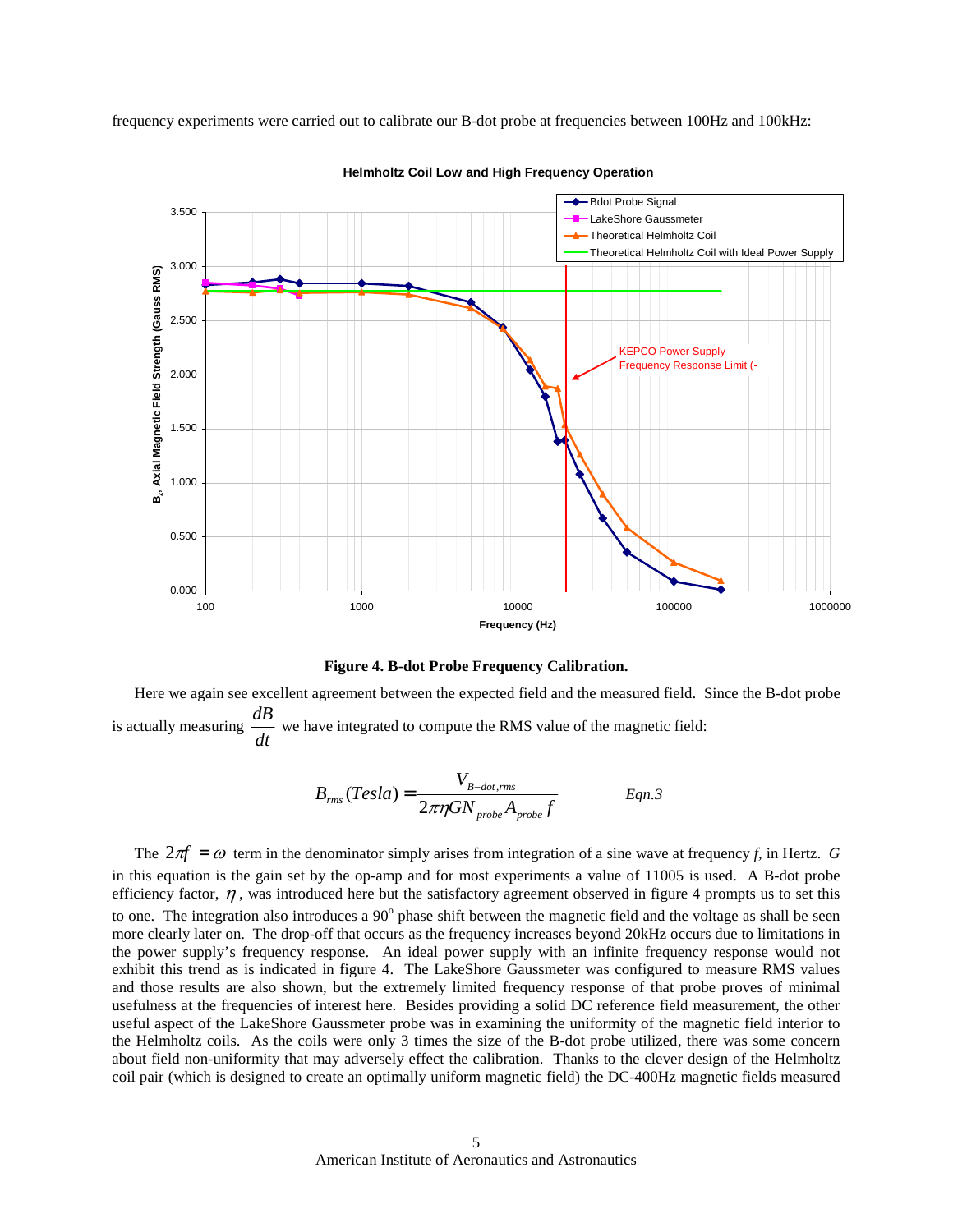frequency experiments were carried out to calibrate our B-dot probe at frequencies between 100Hz and 100kHz:

**Figure 4. B-dot Probe Frequency Calibration.**

Here we again see excellent agreement between the expected field and the measured field. Since the B-dot probe is actually measuring $\frac{dB}{dt}$ we have integrated to compute the RMS value of the magnetic field:

$$B_{rms}(Tesla) = \frac{V_{B-dot,rms}}{2\pi\eta G N_{probe} A_{probe} f} \qquad Eqn.3$$

The $2\pi f = \omega$ term in the denominator simply arises from integration of a sine wave at frequency *f*, in Hertz. *G* in this equation is the gain set by the op-amp and for most experiments a value of 11005 is used. A B-dot probe efficiency factor, $\eta$, was introduced here but the satisfactory agreement observed in figure 4 prompts us to set this to one. The integration also introduces a 90$^{o}$ phase shift between the magnetic field and the voltage as shall be seen more clearly later on. The drop-off that occurs as the frequency increases beyond 20kHz occurs due to limitations in the power supply's frequency response. An ideal power supply with an infinite frequency response would not exhibit this trend as is indicated in figure 4. The LakeShore Gaussmeter was configured to measure RMS values and those results are also shown, but the extremely limited frequency response of that probe proves of minimal usefulness at the frequencies of interest here. Besides providing a solid DC reference field measurement, the other useful aspect of the LakeShore Gaussmeter probe was in examining the uniformity of the magnetic field interior to the Helmholtz coils. As the coils were only 3 times the size of the B-dot probe utilized, there was some concern about field non-uniformity that may adversely effect the calibration. Thanks to the clever design of the Helmholtz coil pair (which is designed to create an optimally uniform magnetic field) the DC-400Hz magnetic fields measured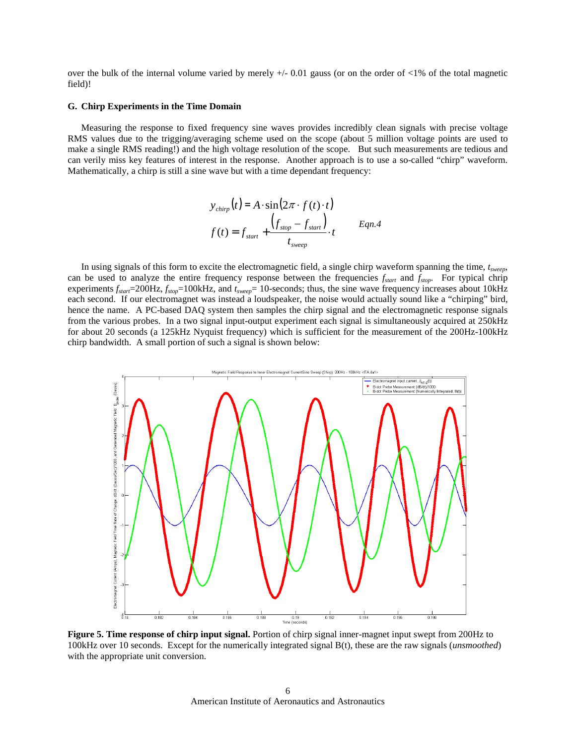over the bulk of the internal volume varied by merely +/- 0.01 gauss (or on the order of <1% of the total magnetic field)!

### G. Chirp Experiments in the Time Domain

Measuring the response to fixed frequency sine waves provides incredibly clean signals with precise voltage RMS values due to the trigging/averaging scheme used on the scope (about 5 million voltage points are used to make a single RMS reading!) and the high voltage resolution of the scope. But such measurements are tedious and can verily miss key features of interest in the response. Another approach is to use a so-called "chirp" waveform. Mathematically, a chirp is still a sine wave but with a time dependant frequency:

$$y_{chirp}(t) = A \cdot \sin(2\pi \cdot f(t) \cdot t)$$
$$f(t) = f_{start} + \frac{(f_{stop} - f_{start})}{t_{sweep}} \cdot t \qquad \textit{Eqn.4}$$

In using signals of this form to excite the electromagnetic field, a single chirp waveform spanning the time, $t_{sweep}$, can be used to analyze the entire frequency response between the frequencies $f_{start}$ and $f_{stop}$. For typical chirp experiments $f_{start}$=200Hz, $f_{stop}$=100kHz, and $t_{sweep}$= 10-seconds; thus, the sine wave frequency increases about 10kHz each second. If our electromagnet was instead a loudspeaker, the noise would actually sound like a "chirping" bird, hence the name. A PC-based DAQ system then samples the chirp signal and the electromagnetic response signals from the various probes. In a two signal input-output experiment each signal is simultaneously acquired at 250kHz for about 20 seconds (a 125kHz Nyquist frequency) which is sufficient for the measurement of the 200Hz-100kHz chirp bandwidth. A small portion of such a signal is shown below:

**Figure 5. Time response of chirp input signal.** Portion of chirp signal inner-magnet input swept from 200Hz to 100kHz over 10 seconds. Except for the numerically integrated signal B(t), these are the raw signals (*unsmoothed*) with the appropriate unit conversion.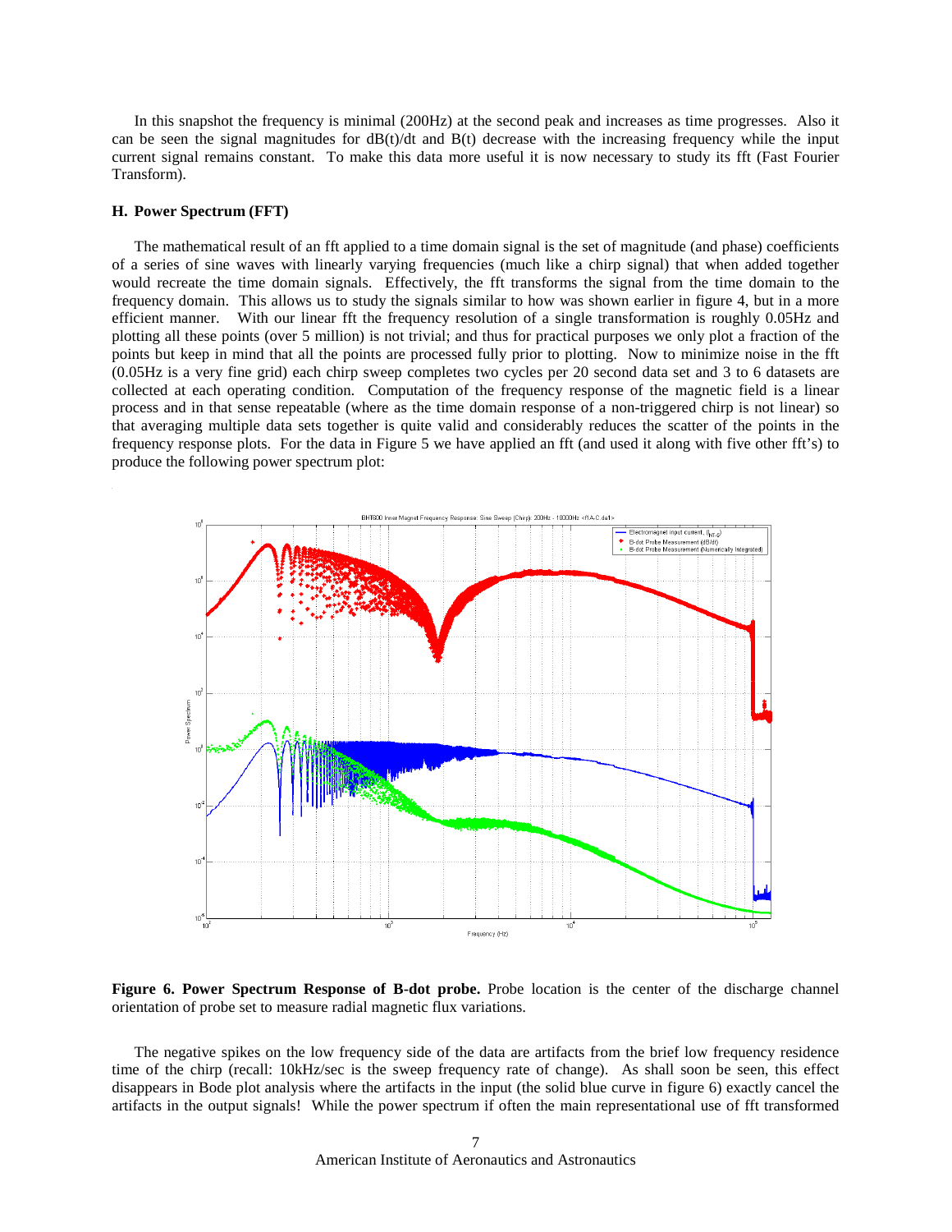In this snapshot the frequency is minimal (200Hz) at the second peak and increases as time progresses. Also it can be seen the signal magnitudes for dB(t)/dt and B(t) decrease with the increasing frequency while the input current signal remains constant. To make this data more useful it is now necessary to study its fft (Fast Fourier Transform).

### H. Power Spectrum (FFT)

The mathematical result of an fft applied to a time domain signal is the set of magnitude (and phase) coefficients of a series of sine waves with linearly varying frequencies (much like a chirp signal) that when added together would recreate the time domain signals. Effectively, the fft transforms the signal from the time domain to the frequency domain. This allows us to study the signals similar to how was shown earlier in figure 4, but in a more efficient manner. With our linear fft the frequency resolution of a single transformation is roughly 0.05Hz and plotting all these points (over 5 million) is not trivial; and thus for practical purposes we only plot a fraction of the points but keep in mind that all the points are processed fully prior to plotting. Now to minimize noise in the fft (0.05Hz is a very fine grid) each chirp sweep completes two cycles per 20 second data set and 3 to 6 datasets are collected at each operating condition. Computation of the frequency response of the magnetic field is a linear process and in that sense repeatable (where as the time domain response of a non-triggered chirp is not linear) so that averaging multiple data sets together is quite valid and considerably reduces the scatter of the points in the frequency response plots. For the data in Figure 5 we have applied an fft (and used it along with five other fft's) to produce the following power spectrum plot:

**Figure 6. Power Spectrum Response of B-dot probe.** Probe location is the center of the discharge channel orientation of probe set to measure radial magnetic flux variations.

The negative spikes on the low frequency side of the data are artifacts from the brief low frequency residence time of the chirp (recall: 10kHz/sec is the sweep frequency rate of change). As shall soon be seen, this effect disappears in Bode plot analysis where the artifacts in the input (the solid blue curve in figure 6) exactly cancel the artifacts in the output signals! While the power spectrum if often the main representational use of fft transformed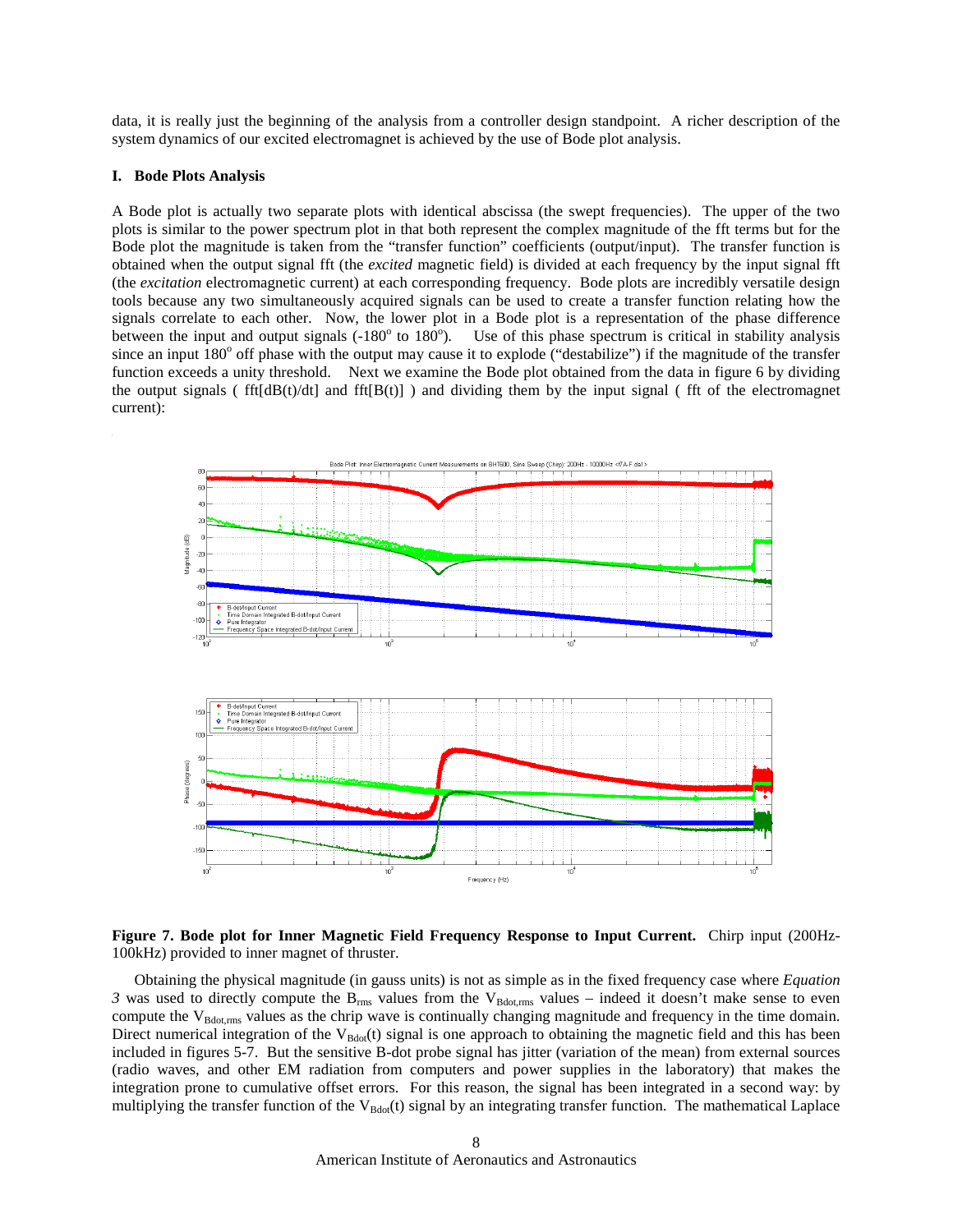data, it is really just the beginning of the analysis from a controller design standpoint. A richer description of the system dynamics of our excited electromagnet is achieved by the use of Bode plot analysis.

### I. Bode Plots Analysis

A Bode plot is actually two separate plots with identical abscissa (the swept frequencies). The upper of the two plots is similar to the power spectrum plot in that both represent the complex magnitude of the fft terms but for the Bode plot the magnitude is taken from the "transfer function" coefficients (output/input). The transfer function is obtained when the output signal fft (the *excited* magnetic field) is divided at each frequency by the input signal fft (the *excitation* electromagnetic current) at each corresponding frequency. Bode plots are incredibly versatile design tools because any two simultaneously acquired signals can be used to create a transfer function relating how the signals correlate to each other. Now, the lower plot in a Bode plot is a representation of the phase difference between the input and output signals ($-180^o$ to $180^o$). Use of this phase spectrum is critical in stability analysis since an input $180^o$ off phase with the output may cause it to explode ("destabilize") if the magnitude of the transfer function exceeds a unity threshold. Next we examine the Bode plot obtained from the data in figure 6 by dividing the output signals ( fft[dB(t)/dt] and fft[B(t)] ) and dividing them by the input signal ( fft of the electromagnet current):

**Figure 7. Bode plot for Inner Magnetic Field Frequency Response to Input Current.** Chirp input (200Hz-100kHz) provided to inner magnet of thruster.

Obtaining the physical magnitude (in gauss units) is not as simple as in the fixed frequency case where *Equation 3* was used to directly compute the $B_{rms}$ values from the $V_{Bdot,rms}$ values – indeed it doesn't make sense to even compute the $V_{Bdot,rms}$ values as the chrip wave is continually changing magnitude and frequency in the time domain. Direct numerical integration of the $V_{Bdot}(t)$ signal is one approach to obtaining the magnetic field and this has been included in figures 5-7. But the sensitive B-dot probe signal has jitter (variation of the mean) from external sources (radio waves, and other EM radiation from computers and power supplies in the laboratory) that makes the integration prone to cumulative offset errors. For this reason, the signal has been integrated in a second way: by multiplying the transfer function of the $V_{Bdot}(t)$ signal by an integrating transfer function. The mathematical Laplace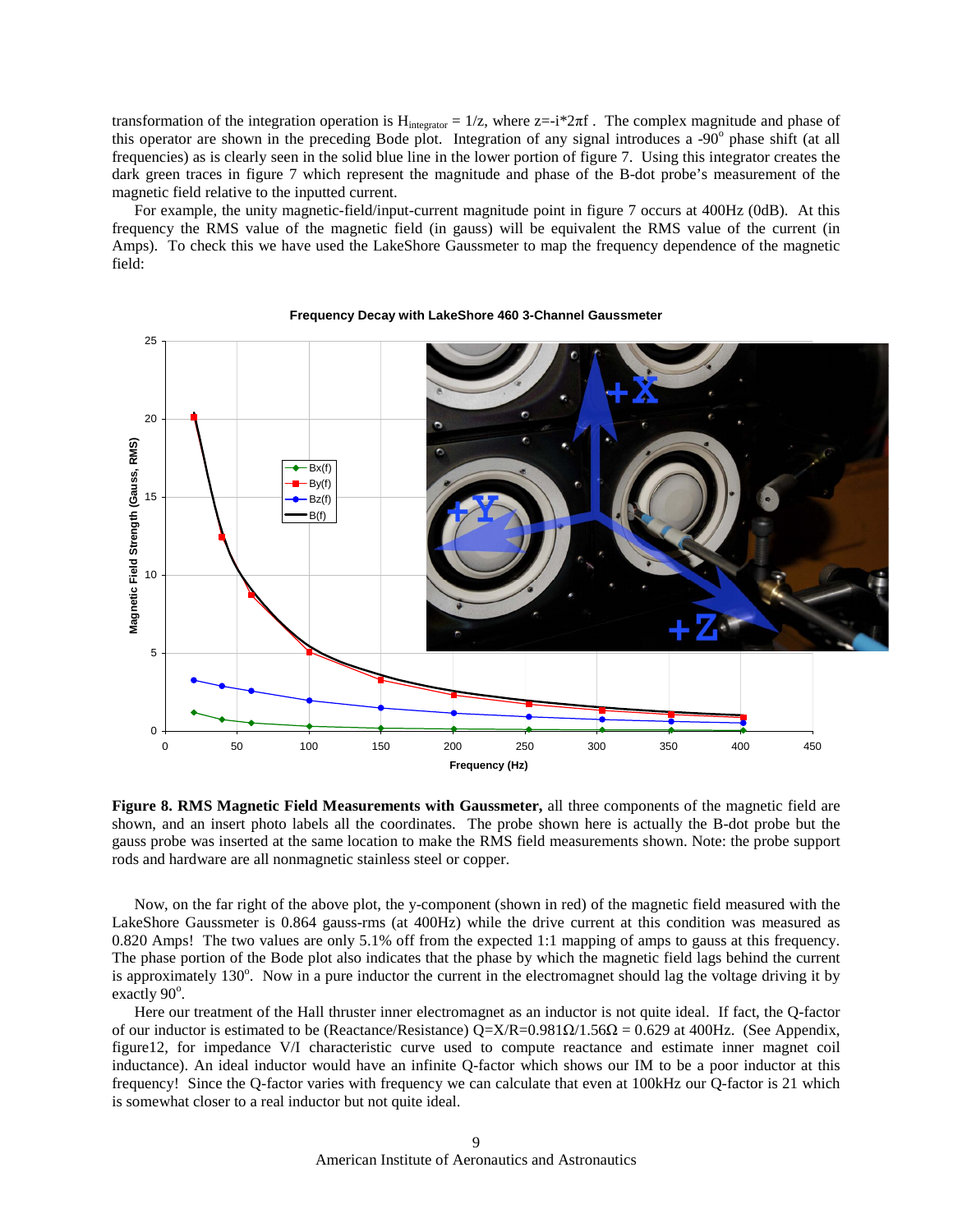transformation of the integration operation is $H_{integrator} = 1/z$, where $z=-i*2\pi f$. The complex magnitude and phase of this operator are shown in the preceding Bode plot. Integration of any signal introduces a $-90^o$ phase shift (at all frequencies) as is clearly seen in the solid blue line in the lower portion of figure 7. Using this integrator creates the dark green traces in figure 7 which represent the magnitude and phase of the B-dot probe's measurement of the magnetic field relative to the inputted current.

For example, the unity magnetic-field/input-current magnitude point in figure 7 occurs at 400Hz (0dB). At this frequency the RMS value of the magnetic field (in gauss) will be equivalent the RMS value of the current (in Amps). To check this we have used the LakeShore Gaussmeter to map the frequency dependence of the magnetic field:

**Figure 8. RMS Magnetic Field Measurements with Gaussmeter,** all three components of the magnetic field are shown, and an insert photo labels all the coordinates. The probe shown here is actually the B-dot probe but the gauss probe was inserted at the same location to make the RMS field measurements shown. Note: the probe support rods and hardware are all nonmagnetic stainless steel or copper.

Now, on the far right of the above plot, the y-component (shown in red) of the magnetic field measured with the LakeShore Gaussmeter is 0.864 gauss-rms (at 400Hz) while the drive current at this condition was measured as 0.820 Amps! The two values are only 5.1% off from the expected 1:1 mapping of amps to gauss at this frequency. The phase portion of the Bode plot also indicates that the phase by which the magnetic field lags behind the current is approximately $130^o$. Now in a pure inductor the current in the electromagnet should lag the voltage driving it by exactly $90^o$.

Here our treatment of the Hall thruster inner electromagnet as an inductor is not quite ideal. If fact, the Q-factor of our inductor is estimated to be (Reactance/Resistance) $Q=X/R=0.981\Omega/1.56\Omega = 0.629$ at 400Hz. (See Appendix, figure12, for impedance V/I characteristic curve used to compute reactance and estimate inner magnet coil inductance). An ideal inductor would have an infinite Q-factor which shows our IM to be a poor inductor at this frequency! Since the Q-factor varies with frequency we can calculate that even at 100kHz our Q-factor is 21 which is somewhat closer to a real inductor but not quite ideal.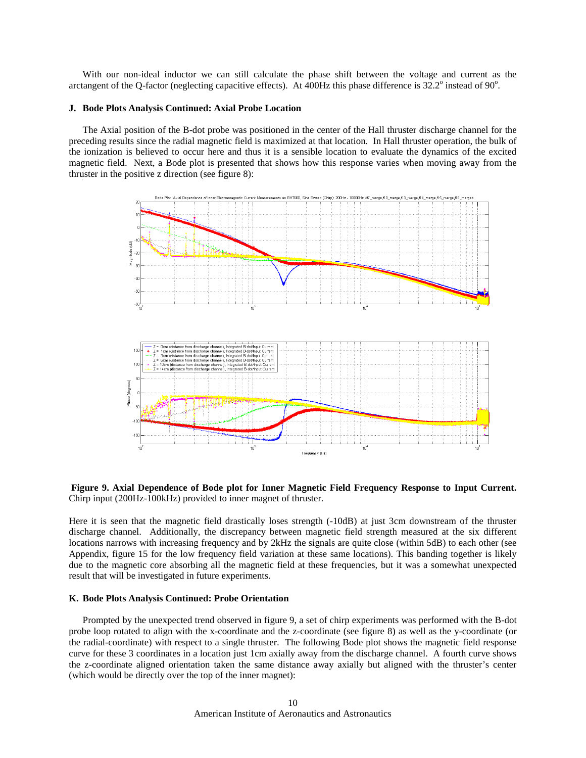With our non-ideal inductor we can still calculate the phase shift between the voltage and current as the arctangent of the Q-factor (neglecting capacitive effects). At 400Hz this phase difference is $32.2^o$ instead of $90^o$.

### J. Bode Plots Analysis Continued: Axial Probe Location

The Axial position of the B-dot probe was positioned in the center of the Hall thruster discharge channel for the preceding results since the radial magnetic field is maximized at that location. In Hall thruster operation, the bulk of the ionization is believed to occur here and thus it is a sensible location to evaluate the dynamics of the excited magnetic field. Next, a Bode plot is presented that shows how this response varies when moving away from the thruster in the positive z direction (see figure 8):

**Figure 9. Axial Dependence of Bode plot for Inner Magnetic Field Frequency Response to Input Current.** Chirp input (200Hz-100kHz) provided to inner magnet of thruster.

Here it is seen that the magnetic field drastically loses strength (-10dB) at just 3cm downstream of the thruster discharge channel. Additionally, the discrepancy between magnetic field strength measured at the six different locations narrows with increasing frequency and by 2kHz the signals are quite close (within 5dB) to each other (see Appendix, figure 15 for the low frequency field variation at these same locations). This banding together is likely due to the magnetic core absorbing all the magnetic field at these frequencies, but it was a somewhat unexpected result that will be investigated in future experiments.

### K. Bode Plots Analysis Continued: Probe Orientation

Prompted by the unexpected trend observed in figure 9, a set of chirp experiments was performed with the B-dot probe loop rotated to align with the x-coordinate and the z-coordinate (see figure 8) as well as the y-coordinate (or the radial-coordinate) with respect to a single thruster. The following Bode plot shows the magnetic field response curve for these 3 coordinates in a location just 1cm axially away from the discharge channel. A fourth curve shows the z-coordinate aligned orientation taken the same distance away axially but aligned with the thruster's center (which would be directly over the top of the inner magnet):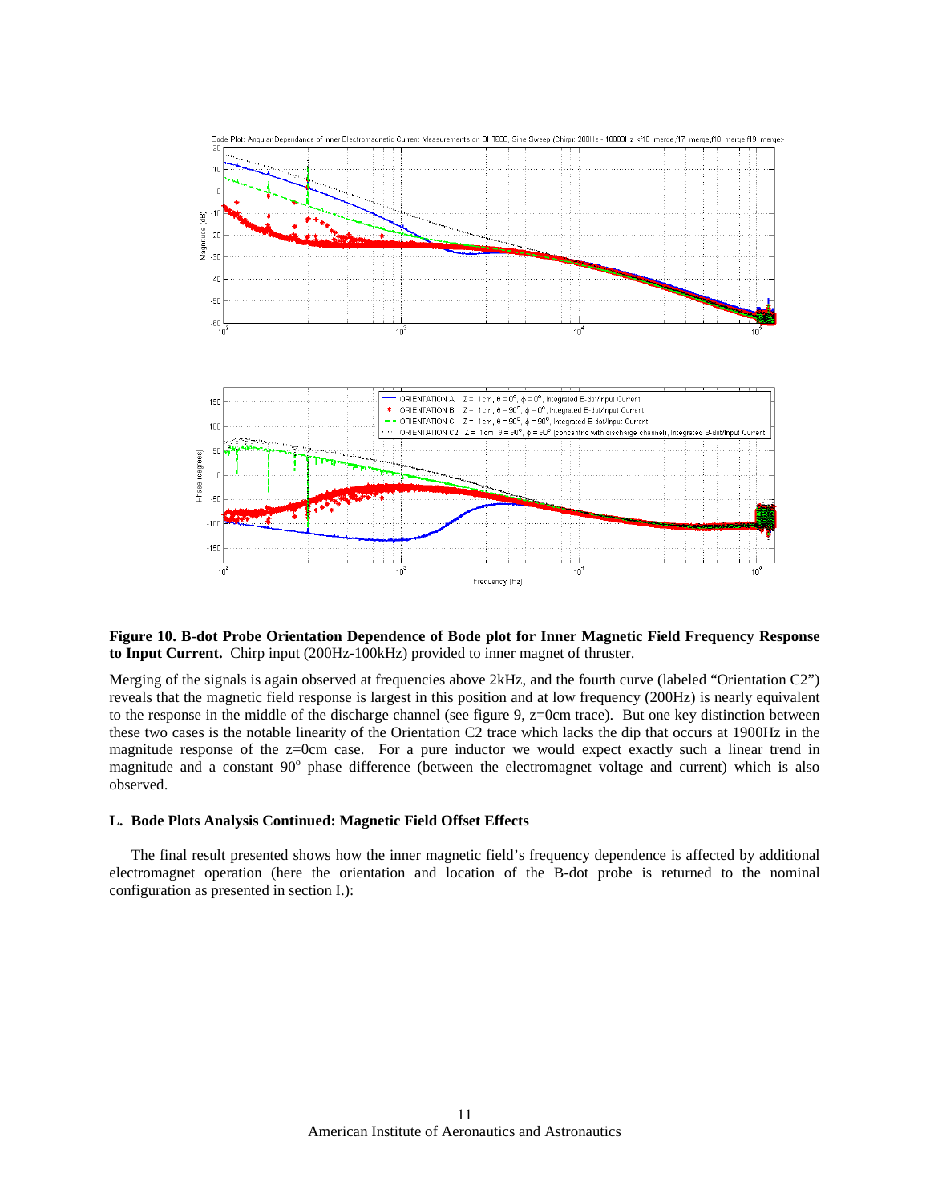**Figure 10. B-dot Probe Orientation Dependence of Bode plot for Inner Magnetic Field Frequency Response to Input Current.** Chirp input (200Hz-100kHz) provided to inner magnet of thruster.

Merging of the signals is again observed at frequencies above 2kHz, and the fourth curve (labeled "Orientation C2") reveals that the magnetic field response is largest in this position and at low frequency (200Hz) is nearly equivalent to the response in the middle of the discharge channel (see figure 9, z=0cm trace). But one key distinction between these two cases is the notable linearity of the Orientation C2 trace which lacks the dip that occurs at 1900Hz in the magnitude response of the z=0cm case. For a pure inductor we would expect exactly such a linear trend in magnitude and a constant $90^o$ phase difference (between the electromagnet voltage and current) which is also observed.

### L. Bode Plots Analysis Continued: Magnetic Field Offset Effects

The final result presented shows how the inner magnetic field's frequency dependence is affected by additional electromagnet operation (here the orientation and location of the B-dot probe is returned to the nominal configuration as presented in section I.):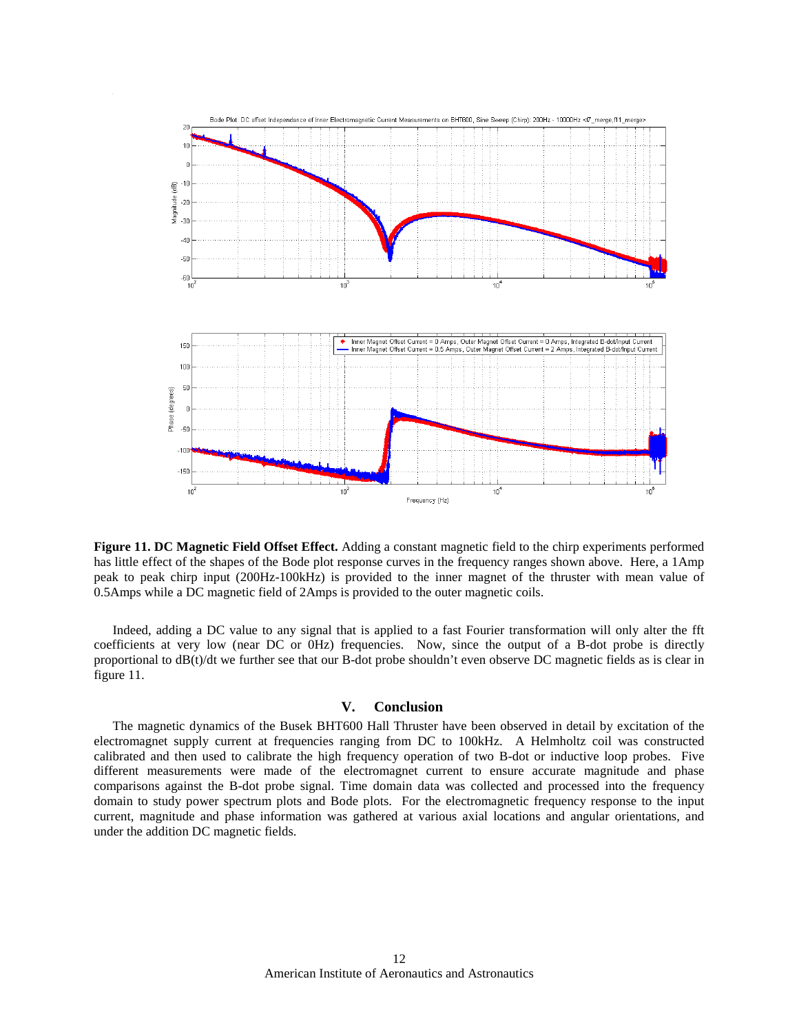**Figure 11. DC Magnetic Field Offset Effect.** Adding a constant magnetic field to the chirp experiments performed has little effect of the shapes of the Bode plot response curves in the frequency ranges shown above. Here, a 1Amp peak to peak chirp input (200Hz-100kHz) is provided to the inner magnet of the thruster with mean value of 0.5Amps while a DC magnetic field of 2Amps is provided to the outer magnetic coils.

Indeed, adding a DC value to any signal that is applied to a fast Fourier transformation will only alter the fft coefficients at very low (near DC or 0Hz) frequencies. Now, since the output of a B-dot probe is directly proportional to dB(t)/dt we further see that our B-dot probe shouldn't even observe DC magnetic fields as is clear in figure 11.

## V. Conclusion

The magnetic dynamics of the Busek BHT600 Hall Thruster have been observed in detail by excitation of the electromagnet supply current at frequencies ranging from DC to 100kHz. A Helmholtz coil was constructed calibrated and then used to calibrate the high frequency operation of two B-dot or inductive loop probes. Five different measurements were made of the electromagnet current to ensure accurate magnitude and phase comparisons against the B-dot probe signal. Time domain data was collected and processed into the frequency domain to study power spectrum plots and Bode plots. For the electromagnetic frequency response to the input current, magnitude and phase information was gathered at various axial locations and angular orientations, and under the addition DC magnetic fields.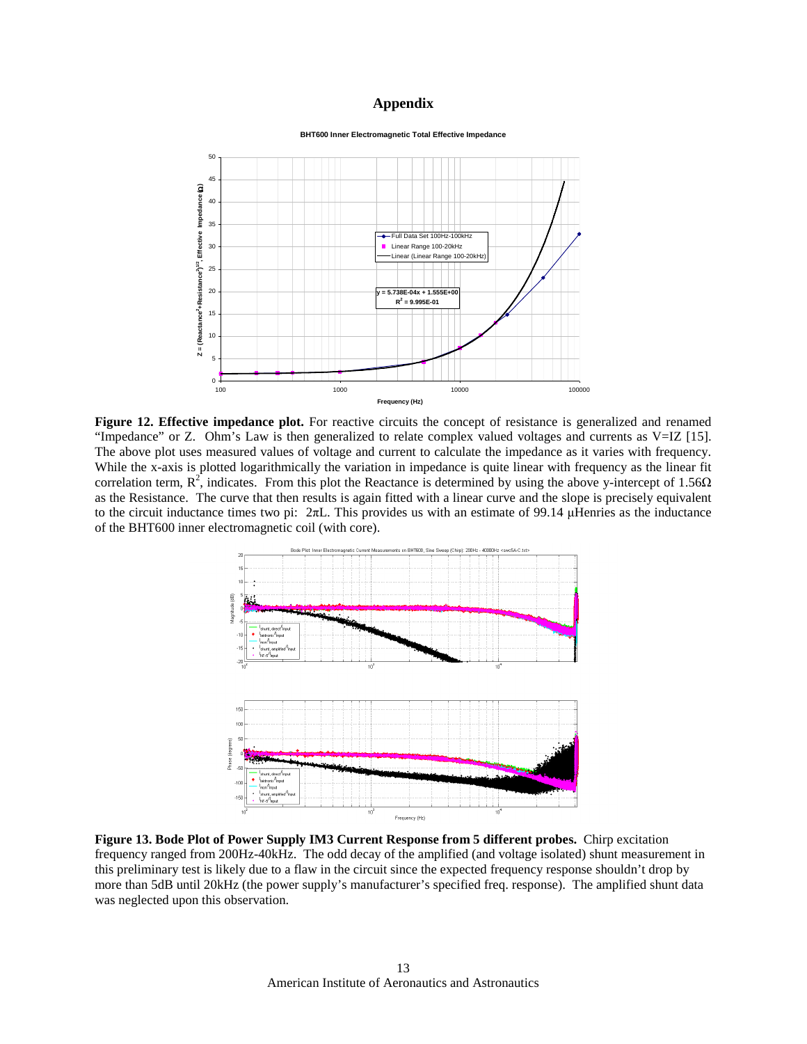# Appendix

**Figure 12. Effective impedance plot.** For reactive circuits the concept of resistance is generalized and renamed "Impedance" or Z. Ohm's Law is then generalized to relate complex valued voltages and currents as V=IZ [15]. The above plot uses measured values of voltage and current to calculate the impedance as it varies with frequency. While the x-axis is plotted logarithmically the variation in impedance is quite linear with frequency as the linear fit correlation term, $R^2$, indicates. From this plot the Reactance is determined by using the above y-intercept of 1.56Ω as the Resistance. The curve that then results is again fitted with a linear curve and the slope is precisely equivalent to the circuit inductance times two pi: $2\pi L$. This provides us with an estimate of 99.14 μHenries as the inductance of the BHT600 inner electromagnetic coil (with core).

**Figure 13. Bode Plot of Power Supply IM3 Current Response from 5 different probes.** Chirp excitation frequency ranged from 200Hz-40kHz. The odd decay of the amplified (and voltage isolated) shunt measurement in this preliminary test is likely due to a flaw in the circuit since the expected frequency response shouldn't drop by more than 5dB until 20kHz (the power supply's manufacturer's specified freq. response). The amplified shunt data was neglected upon this observation.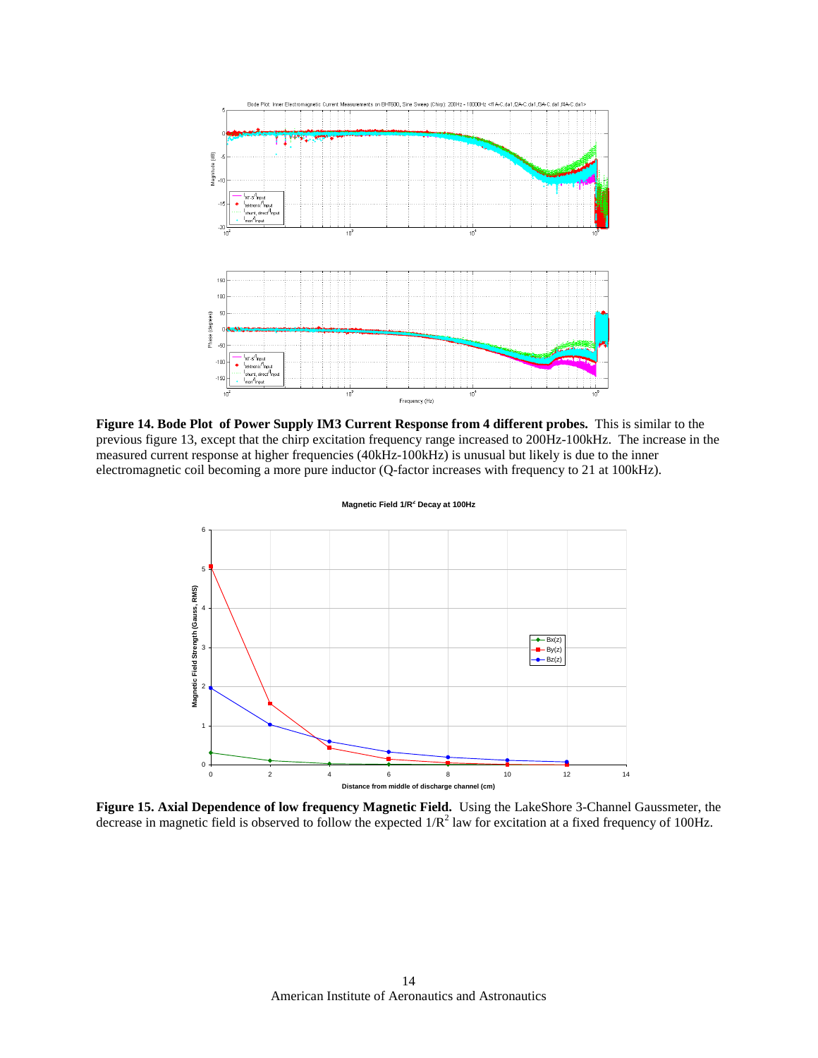**Figure 14. Bode Plot of Power Supply IM3 Current Response from 4 different probes.** This is similar to the previous figure 13, except that the chirp excitation frequency range increased to 200Hz-100kHz. The increase in the measured current response at higher frequencies (40kHz-100kHz) is unusual but likely is due to the inner electromagnetic coil becoming a more pure inductor (Q-factor increases with frequency to 21 at 100kHz).

**Figure 15. Axial Dependence of low frequency Magnetic Field.** Using the LakeShore 3-Channel Gaussmeter, the decrease in magnetic field is observed to follow the expected $1/R^2$ law for excitation at a fixed frequency of 100Hz.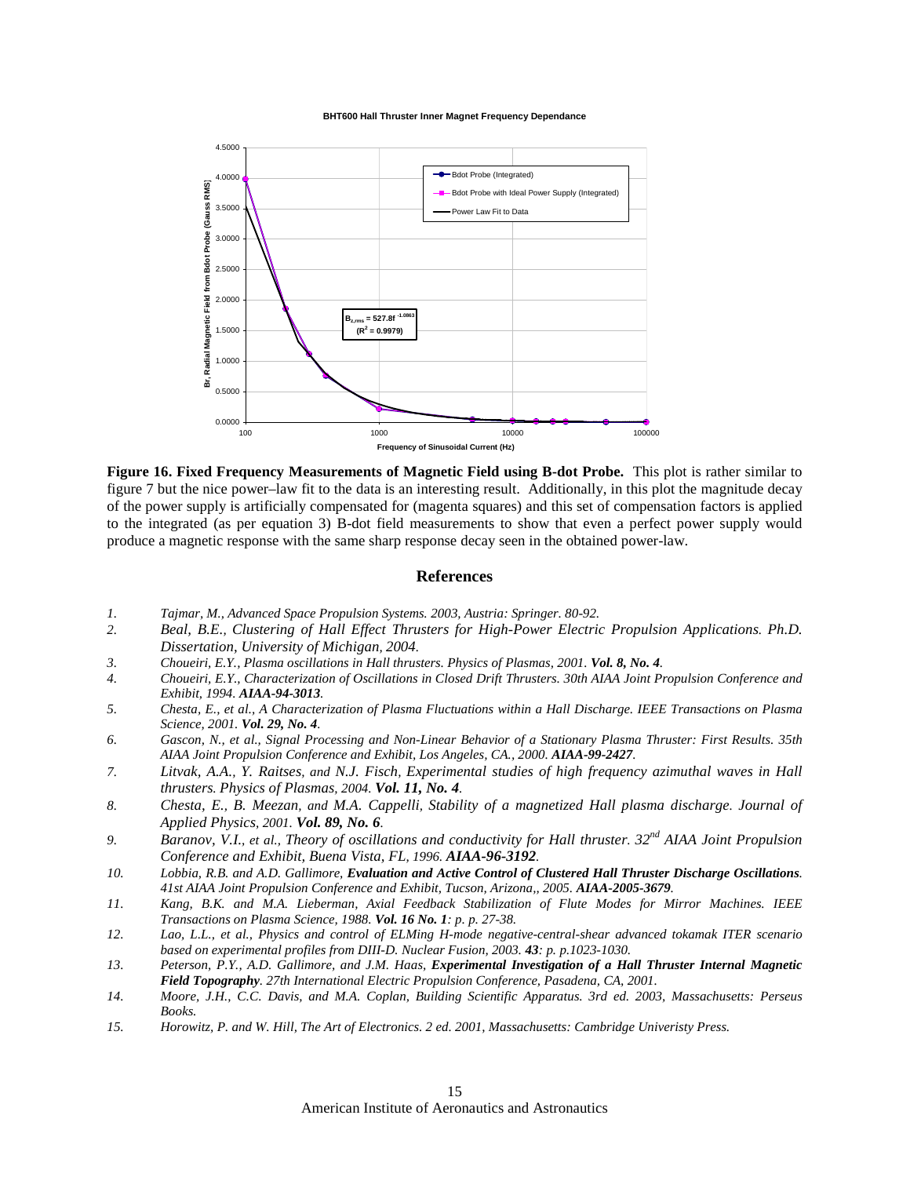BHT600 Hall Thruster Inner Magnet Frequency Dependance

Br, Radial Magnetic Field from Bdot Probe (Gauss RMS)

4.5000
4.0000
3.5000
3.0000
2.5000
2.0000
1.5000
1.0000
0.5000
0.0000

100
1000
10000
100000

Frequency of Sinusoidal Current (Hz)

Bdot Probe (Integrated)
Bdot Probe with Ideal Power Supply (Integrated)
Power Law Fit to Data

$B_{z,rms} = 527.8f^{-1.0863}$
$(R^2 = 0.9979)$

**Figure 16. Fixed Frequency Measurements of Magnetic Field using B-dot Probe.** This plot is rather similar to figure 7 but the nice power–law fit to the data is an interesting result. Additionally, in this plot the magnitude decay of the power supply is artificially compensated for (magenta squares) and this set of compensation factors is applied to the integrated (as per equation 3) B-dot field measurements to show that even a perfect power supply would produce a magnetic response with the same sharp response decay seen in the obtained power-law.

## References

1. *Tajmar, M., Advanced Space Propulsion Systems. 2003, Austria: Springer. 80-92.*
2. *Beal, B.E., Clustering of Hall Effect Thrusters for High-Power Electric Propulsion Applications. Ph.D. Dissertation, University of Michigan, 2004.*
3. *Choueiri, E.Y., Plasma oscillations in Hall thrusters. Physics of Plasmas, 2001.* ***Vol. 8, No. 4****.*
4. *Choueiri, E.Y., Characterization of Oscillations in Closed Drift Thrusters. 30th AIAA Joint Propulsion Conference and Exhibit, 1994.* ***AIAA-94-3013****.*
5. *Chesta, E., et al., A Characterization of Plasma Fluctuations within a Hall Discharge. IEEE Transactions on Plasma Science, 2001.* ***Vol. 29, No. 4****.*
6. *Gascon, N., et al., Signal Processing and Non-Linear Behavior of a Stationary Plasma Thruster: First Results. 35th AIAA Joint Propulsion Conference and Exhibit, Los Angeles, CA., 2000.* ***AIAA-99-2427****.*
7. *Litvak, A.A., Y. Raitses, and N.J. Fisch, Experimental studies of high frequency azimuthal waves in Hall thrusters. Physics of Plasmas, 2004.* ***Vol. 11, No. 4****.*
8. *Chesta, E., B. Meezan, and M.A. Cappelli, Stability of a magnetized Hall plasma discharge. Journal of Applied Physics, 2001.* ***Vol. 89, No. 6****.*
9. *Baranov, V.I., et al., Theory of oscillations and conductivity for Hall thruster. 32nd AIAA Joint Propulsion Conference and Exhibit, Buena Vista, FL, 1996.* ***AIAA-96-3192****.*
10. *Lobbia, R.B. and A.D. Gallimore,* ***Evaluation and Active Control of Clustered Hall Thruster Discharge Oscillations****. 41st AIAA Joint Propulsion Conference and Exhibit, Tucson, Arizona,, 2005.* ***AIAA-2005-3679****.*
11. *Kang, B.K. and M.A. Lieberman, Axial Feedback Stabilization of Flute Modes for Mirror Machines. IEEE Transactions on Plasma Science, 1988.* ***Vol. 16 No. 1****: p. p. 27-38.*
12. *Lao, L.L., et al., Physics and control of ELMing H-mode negative-central-shear advanced tokamak ITER scenario based on experimental profiles from DIII-D. Nuclear Fusion, 2003.* ***43****: p. p.1023-1030.*
13. *Peterson, P.Y., A.D. Gallimore, and J.M. Haas,* ***Experimental Investigation of a Hall Thruster Internal Magnetic Field Topography****. 27th International Electric Propulsion Conference, Pasadena, CA, 2001.*
14. *Moore, J.H., C.C. Davis, and M.A. Coplan, Building Scientific Apparatus. 3rd ed. 2003, Massachusetts: Perseus Books.*
15. *Horowitz, P. and W. Hill, The Art of Electronics. 2 ed. 2001, Massachusetts: Cambridge Univeristy Press.*